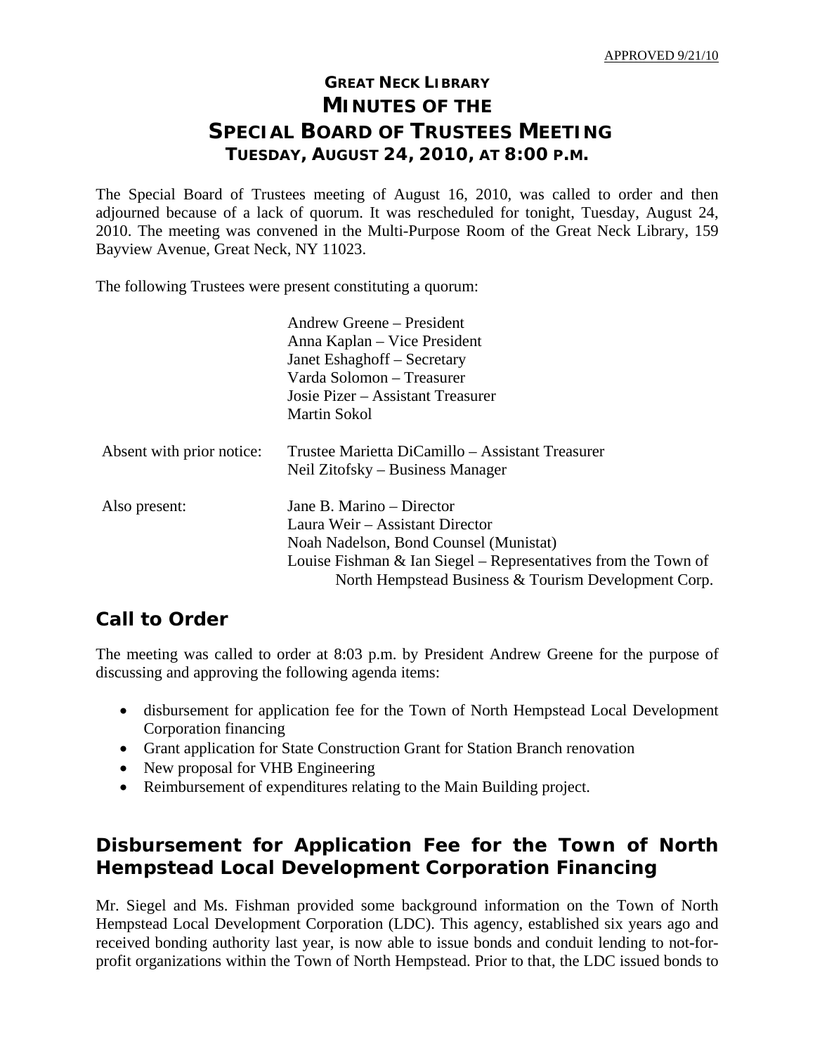APPROVED 9/21/10

# GREAT NECK LIBRARY
# MINUTES OF THE
# SPECIAL BOARD OF TRUSTEES MEETING
## TUESDAY, AUGUST 24, 2010, AT 8:00 P.M.

The Special Board of Trustees meeting of August 16, 2010, was called to order and then adjourned because of a lack of quorum. It was rescheduled for tonight, Tuesday, August 24, 2010. The meeting was convened in the Multi-Purpose Room of the Great Neck Library, 159 Bayview Avenue, Great Neck, NY 11023.

The following Trustees were present constituting a quorum:

| | |
|---|---|
| | Andrew Greene – President<br>Anna Kaplan – Vice President<br>Janet Eshaghoff – Secretary<br>Varda Solomon – Treasurer<br>Josie Pizer – Assistant Treasurer<br>Martin Sokol |
| Absent with prior notice: | Trustee Marietta DiCamillo – Assistant Treasurer<br>Neil Zitofsky – Business Manager |
| Also present: | Jane B. Marino – Director<br>Laura Weir – Assistant Director<br>Noah Nadelson, Bond Counsel (Munistat)<br>Louise Fishman & Ian Siegel – Representatives from the Town of North Hempstead Business & Tourism Development Corp. |

## Call to Order

The meeting was called to order at 8:03 p.m. by President Andrew Greene for the purpose of discussing and approving the following agenda items:

- disbursement for application fee for the Town of North Hempstead Local Development Corporation financing
- Grant application for State Construction Grant for Station Branch renovation
- New proposal for VHB Engineering
- Reimbursement of expenditures relating to the Main Building project.

## Disbursement for Application Fee for the Town of North Hempstead Local Development Corporation Financing

Mr. Siegel and Ms. Fishman provided some background information on the Town of North Hempstead Local Development Corporation (LDC). This agency, established six years ago and received bonding authority last year, is now able to issue bonds and conduit lending to not-for-profit organizations within the Town of North Hempstead. Prior to that, the LDC issued bonds to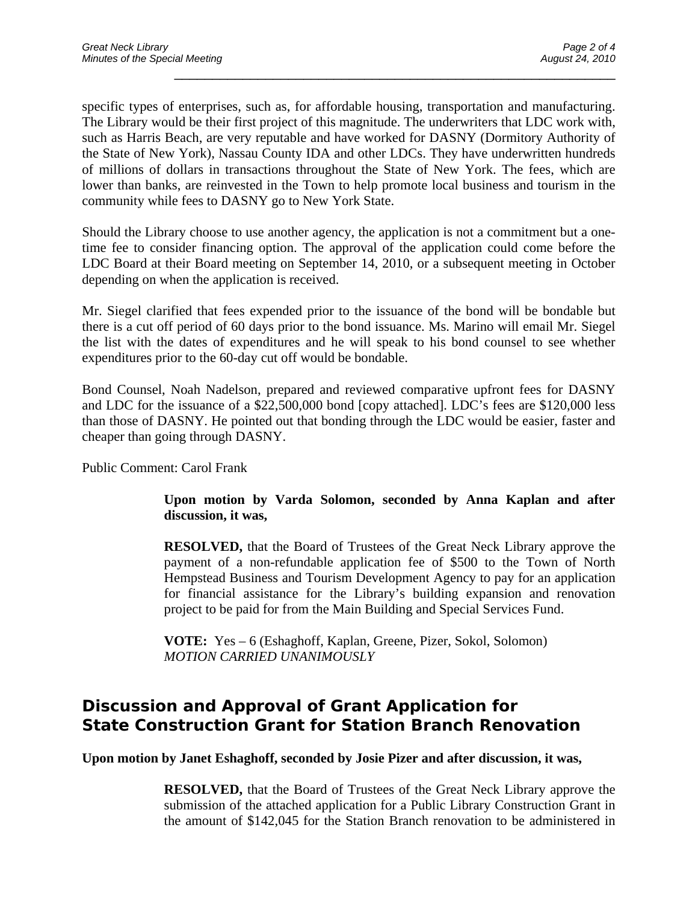specific types of enterprises, such as, for affordable housing, transportation and manufacturing. The Library would be their first project of this magnitude. The underwriters that LDC work with, such as Harris Beach, are very reputable and have worked for DASNY (Dormitory Authority of the State of New York), Nassau County IDA and other LDCs. They have underwritten hundreds of millions of dollars in transactions throughout the State of New York. The fees, which are lower than banks, are reinvested in the Town to help promote local business and tourism in the community while fees to DASNY go to New York State.

Should the Library choose to use another agency, the application is not a commitment but a one-time fee to consider financing option. The approval of the application could come before the LDC Board at their Board meeting on September 14, 2010, or a subsequent meeting in October depending on when the application is received.

Mr. Siegel clarified that fees expended prior to the issuance of the bond will be bondable but there is a cut off period of 60 days prior to the bond issuance. Ms. Marino will email Mr. Siegel the list with the dates of expenditures and he will speak to his bond counsel to see whether expenditures prior to the 60-day cut off would be bondable.

Bond Counsel, Noah Nadelson, prepared and reviewed comparative upfront fees for DASNY and LDC for the issuance of a $22,500,000 bond [copy attached]. LDC's fees are $120,000 less than those of DASNY. He pointed out that bonding through the LDC would be easier, faster and cheaper than going through DASNY.

Public Comment: Carol Frank

**Upon motion by Varda Solomon, seconded by Anna Kaplan and after discussion, it was,**

**RESOLVED,** that the Board of Trustees of the Great Neck Library approve the payment of a non-refundable application fee of $500 to the Town of North Hempstead Business and Tourism Development Agency to pay for an application for financial assistance for the Library's building expansion and renovation project to be paid for from the Main Building and Special Services Fund.

**VOTE:** Yes – 6 (Eshaghoff, Kaplan, Greene, Pizer, Sokol, Solomon)
*MOTION CARRIED UNANIMOUSLY*

## Discussion and Approval of Grant Application for State Construction Grant for Station Branch Renovation

**Upon motion by Janet Eshaghoff, seconded by Josie Pizer and after discussion, it was,**

**RESOLVED,** that the Board of Trustees of the Great Neck Library approve the submission of the attached application for a Public Library Construction Grant in the amount of $142,045 for the Station Branch renovation to be administered in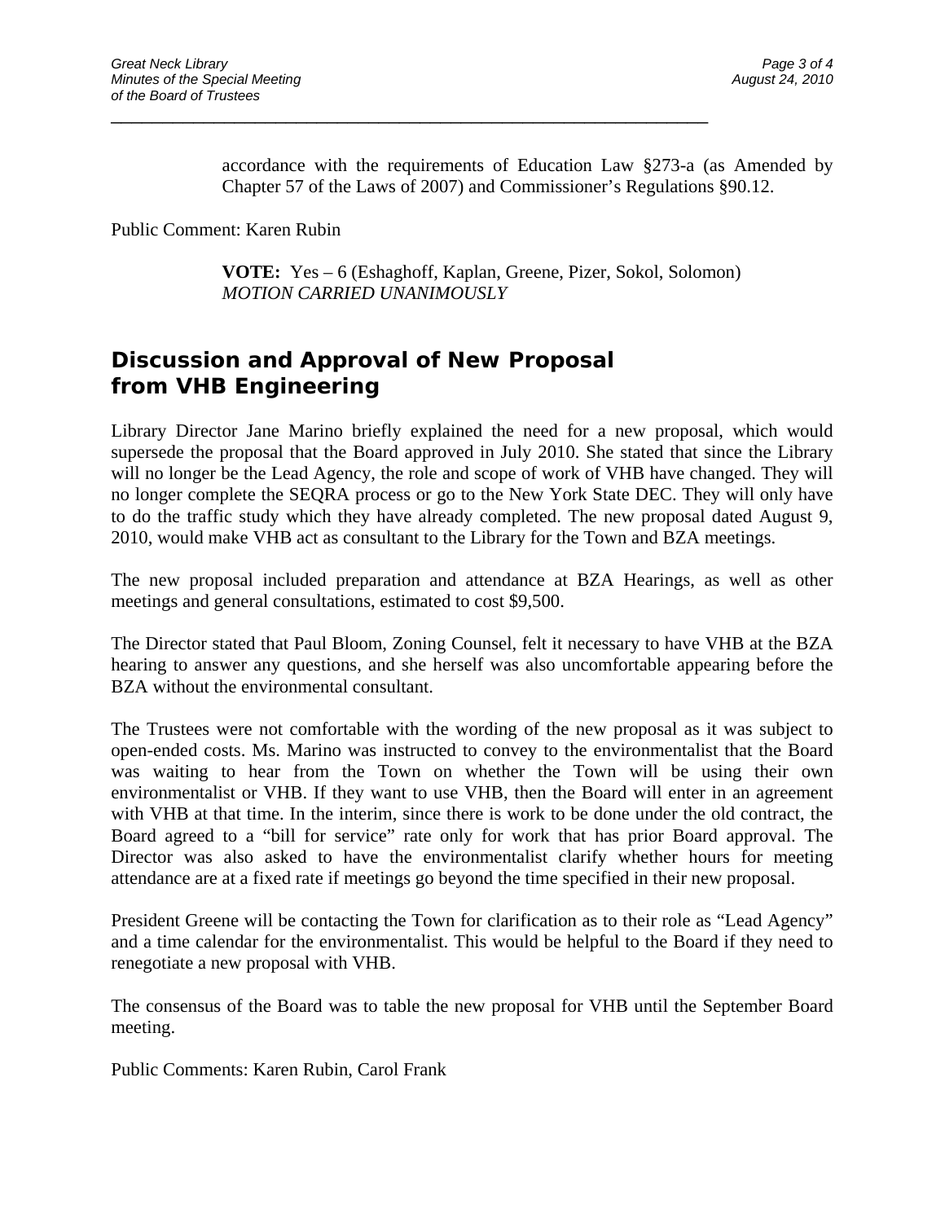accordance with the requirements of Education Law §273-a (as Amended by Chapter 57 of the Laws of 2007) and Commissioner's Regulations §90.12.

Public Comment: Karen Rubin

> **VOTE:** Yes – 6 (Eshaghoff, Kaplan, Greene, Pizer, Sokol, Solomon)
> *MOTION CARRIED UNANIMOUSLY*

## Discussion and Approval of New Proposal from VHB Engineering

Library Director Jane Marino briefly explained the need for a new proposal, which would supersede the proposal that the Board approved in July 2010. She stated that since the Library will no longer be the Lead Agency, the role and scope of work of VHB have changed. They will no longer complete the SEQRA process or go to the New York State DEC. They will only have to do the traffic study which they have already completed. The new proposal dated August 9, 2010, would make VHB act as consultant to the Library for the Town and BZA meetings.

The new proposal included preparation and attendance at BZA Hearings, as well as other meetings and general consultations, estimated to cost $9,500.

The Director stated that Paul Bloom, Zoning Counsel, felt it necessary to have VHB at the BZA hearing to answer any questions, and she herself was also uncomfortable appearing before the BZA without the environmental consultant.

The Trustees were not comfortable with the wording of the new proposal as it was subject to open-ended costs. Ms. Marino was instructed to convey to the environmentalist that the Board was waiting to hear from the Town on whether the Town will be using their own environmentalist or VHB. If they want to use VHB, then the Board will enter in an agreement with VHB at that time. In the interim, since there is work to be done under the old contract, the Board agreed to a "bill for service" rate only for work that has prior Board approval. The Director was also asked to have the environmentalist clarify whether hours for meeting attendance are at a fixed rate if meetings go beyond the time specified in their new proposal.

President Greene will be contacting the Town for clarification as to their role as "Lead Agency" and a time calendar for the environmentalist. This would be helpful to the Board if they need to renegotiate a new proposal with VHB.

The consensus of the Board was to table the new proposal for VHB until the September Board meeting.

Public Comments: Karen Rubin, Carol Frank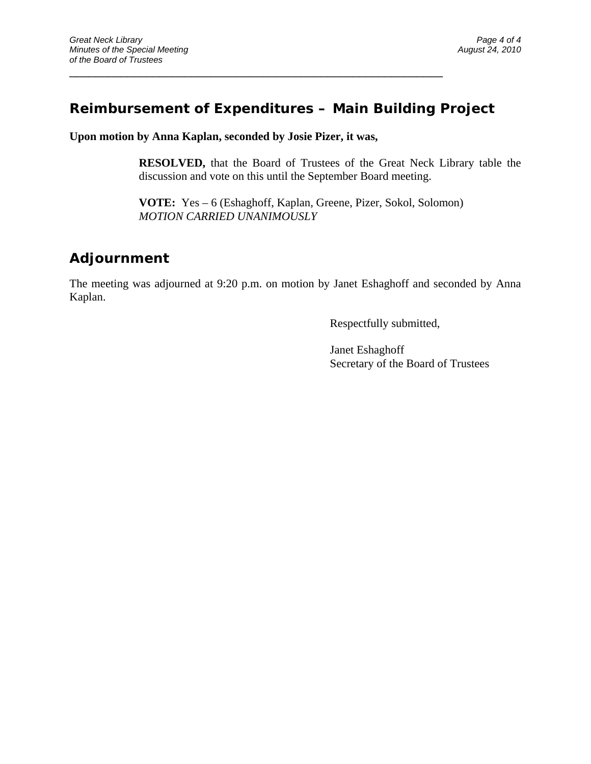## Reimbursement of Expenditures – Main Building Project

**Upon motion by Anna Kaplan, seconded by Josie Pizer, it was,**

> **RESOLVED,** that the Board of Trustees of the Great Neck Library table the discussion and vote on this until the September Board meeting.
>
> **VOTE:** Yes – 6 (Eshaghoff, Kaplan, Greene, Pizer, Sokol, Solomon)
> *MOTION CARRIED UNANIMOUSLY*

## Adjournment

The meeting was adjourned at 9:20 p.m. on motion by Janet Eshaghoff and seconded by Anna Kaplan.

Respectfully submitted,

Janet Eshaghoff
Secretary of the Board of Trustees